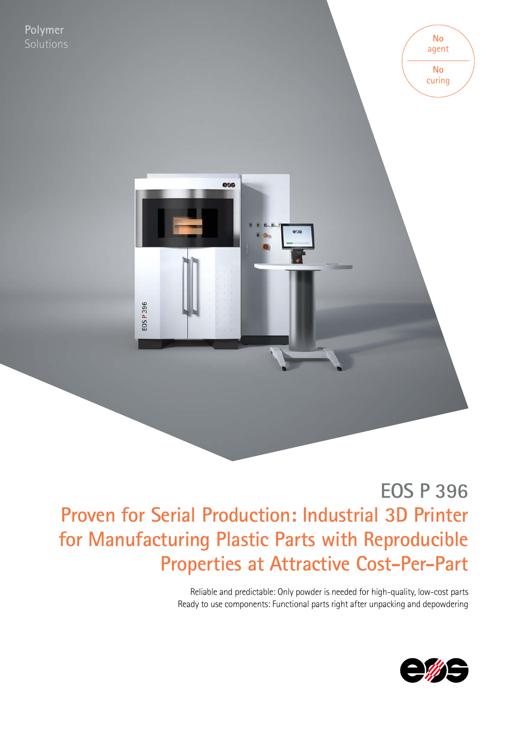Polymer
Solutions

No agent

No curing

# EOS P 396

## Proven for Serial Production: Industrial 3D Printer for Manufacturing Plastic Parts with Reproducible Properties at Attractive Cost-Per-Part

Reliable and predictable: Only powder is needed for high-quality, low-cost parts
Ready to use components: Functional parts right after unpacking and depowdering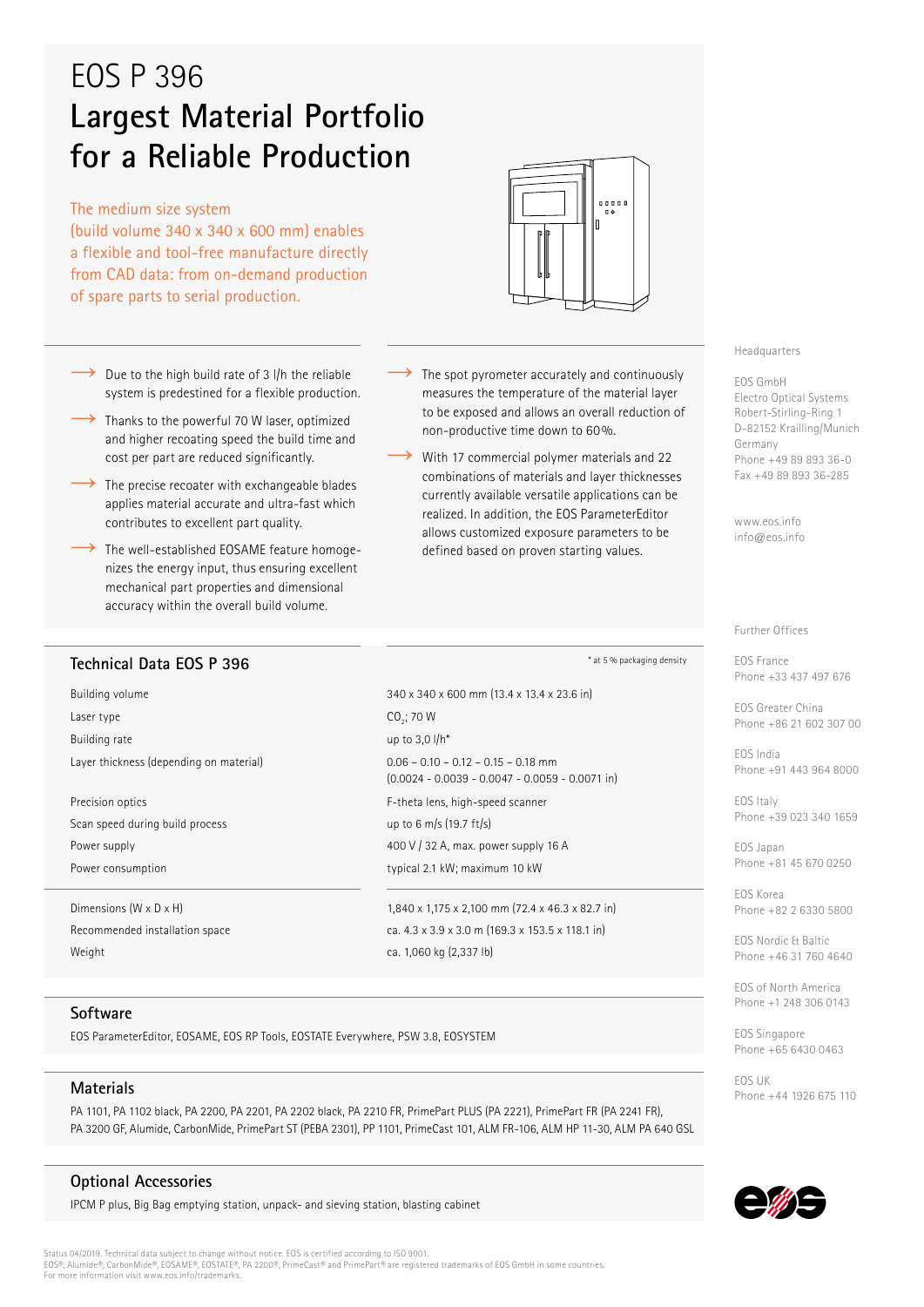# EOS P 396

# Largest Material Portfolio for a Reliable Production

The medium size system (build volume 340 x 340 x 600 mm) enables a flexible and tool-free manufacture directly from CAD data: from on-demand production of spare parts to serial production.

- Due to the high build rate of 3 l/h the reliable system is predestined for a flexible production.
- Thanks to the powerful 70 W laser, optimized and higher recoating speed the build time and cost per part are reduced significantly.
- The precise recoater with exchangeable blades applies material accurate and ultra-fast which contributes to excellent part quality.
- The well-established EOSAME feature homogenizes the energy input, thus ensuring excellent mechanical part properties and dimensional accuracy within the overall build volume.
- The spot pyrometer accurately and continuously measures the temperature of the material layer to be exposed and allows an overall reduction of non-productive time down to 60 %.
- With 17 commercial polymer materials and 22 combinations of materials and layer thicknesses currently available versatile applications can be realized. In addition, the EOS ParameterEditor allows customized exposure parameters to be defined based on proven starting values.

## Technical Data EOS P 396

| | |
|---|---|
| Building volume | 340 x 340 x 600 mm (13.4 x 13.4 x 23.6 in) |
| Laser type | $CO_2$; 70 W |
| Building rate | up to 3,0 l/h* |
| Layer thickness (depending on material) | 0.06 – 0.10 – 0.12 – 0.15 – 0.18 mm (0.0024 - 0.0039 - 0.0047 - 0.0059 - 0.0071 in) |
| Precision optics | F-theta lens, high-speed scanner |
| Scan speed during build process | up to 6 m/s (19.7 ft/s) |
| Power supply | 400 V / 32 A, max. power supply 16 A |
| Power consumption | typical 2.1 kW; maximum 10 kW |
| Dimensions (W x D x H) | 1,840 x 1,175 x 2,100 mm (72.4 x 46.3 x 82.7 in) |
| Recommended installation space | ca. 4.3 x 3.9 x 3.0 m (169.3 x 153.5 x 118.1 in) |
| Weight | ca. 1,060 kg (2,337 lb) |

* at 5 % packaging density

## Software

EOS ParameterEditor, EOSAME, EOS RP Tools, EOSTATE Everywhere, PSW 3.8, EOSYSTEM

## Materials

PA 1101, PA 1102 black, PA 2200, PA 2201, PA 2202 black, PA 2210 FR, PrimePart PLUS (PA 2221), PrimePart FR (PA 2241 FR), PA 3200 GF, Alumide, CarbonMide, PrimePart ST (PEBA 2301), PP 1101, PrimeCast 101, ALM FR-106, ALM HP 11-30, ALM PA 640 GSL

## Optional Accessories

IPCM P plus, Big Bag emptying station, unpack- and sieving station, blasting cabinet

Headquarters

EOS GmbH
Electro Optical Systems
Robert-Stirling-Ring 1
D-82152 Krailling/Munich
Germany
Phone +49 89 893 36-0
Fax +49 89 893 36-285

www.eos.info
info@eos.info

Further Offices

EOS France
Phone +33 437 497 676

EOS Greater China
Phone +86 21 602 307 00

EOS India
Phone +91 443 964 8000

EOS Italy
Phone +39 023 340 1659

EOS Japan
Phone +81 45 670 0250

EOS Korea
Phone +82 2 6330 5800

EOS Nordic & Baltic
Phone +46 31 760 4640

EOS of North America
Phone +1 248 306 0143

EOS Singapore
Phone +65 6430 0463

EOS UK
Phone +44 1926 675 110

Status 04/2019. Technical data subject to change without notice. EOS is certified according to ISO 9001.
EOS®, Alumide®, CarbonMide®, EOSAME®, EOSTATE®, PA 2200®, PrimeCast® and PrimePart® are registered trademarks of EOS GmbH in some countries.
For more information visit www.eos.info/trademarks.